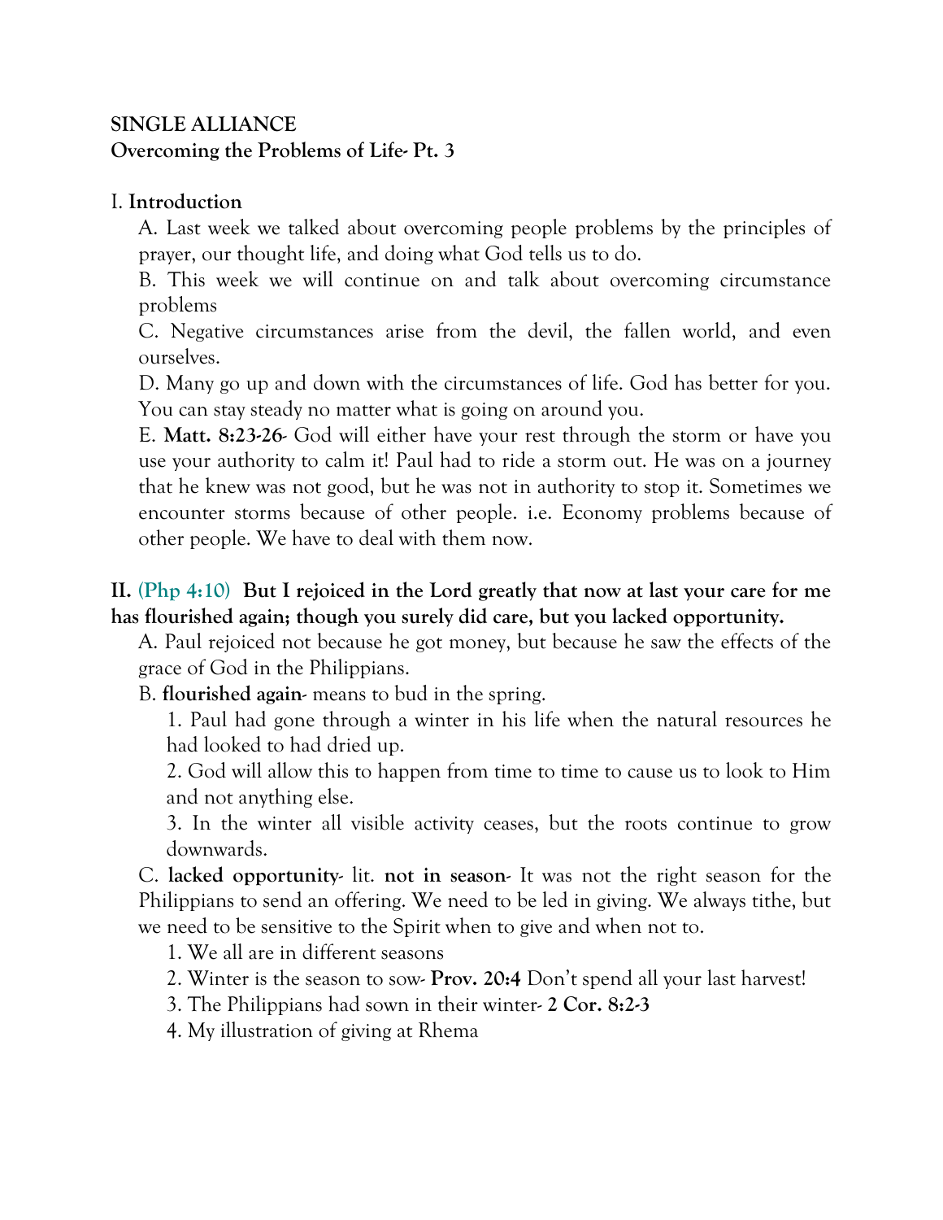**SINGLE ALLIANCE**
**Overcoming the Problems of Life- Pt. 3**

I. **Introduction**

A. Last week we talked about overcoming people problems by the principles of prayer, our thought life, and doing what God tells us to do.

B. This week we will continue on and talk about overcoming circumstance problems

C. Negative circumstances arise from the devil, the fallen world, and even ourselves.

D. Many go up and down with the circumstances of life. God has better for you. You can stay steady no matter what is going on around you.

E. **Matt. 8:23-26**- God will either have your rest through the storm or have you use your authority to calm it! Paul had to ride a storm out. He was on a journey that he knew was not good, but he was not in authority to stop it. Sometimes we encounter storms because of other people. i.e. Economy problems because of other people. We have to deal with them now.

**II. (Php 4:10) But I rejoiced in the Lord greatly that now at last your care for me has flourished again; though you surely did care, but you lacked opportunity.**

A. Paul rejoiced not because he got money, but because he saw the effects of the grace of God in the Philippians.

B. **flourished again**- means to bud in the spring.

1. Paul had gone through a winter in his life when the natural resources he had looked to had dried up.

2. God will allow this to happen from time to time to cause us to look to Him and not anything else.

3. In the winter all visible activity ceases, but the roots continue to grow downwards.

C. **lacked opportunity**- lit. **not in season**- It was not the right season for the Philippians to send an offering. We need to be led in giving. We always tithe, but we need to be sensitive to the Spirit when to give and when not to.

1. We all are in different seasons

2. Winter is the season to sow- **Prov. 20:4** Don't spend all your last harvest!

3. The Philippians had sown in their winter- **2 Cor. 8:2-3**

4. My illustration of giving at Rhema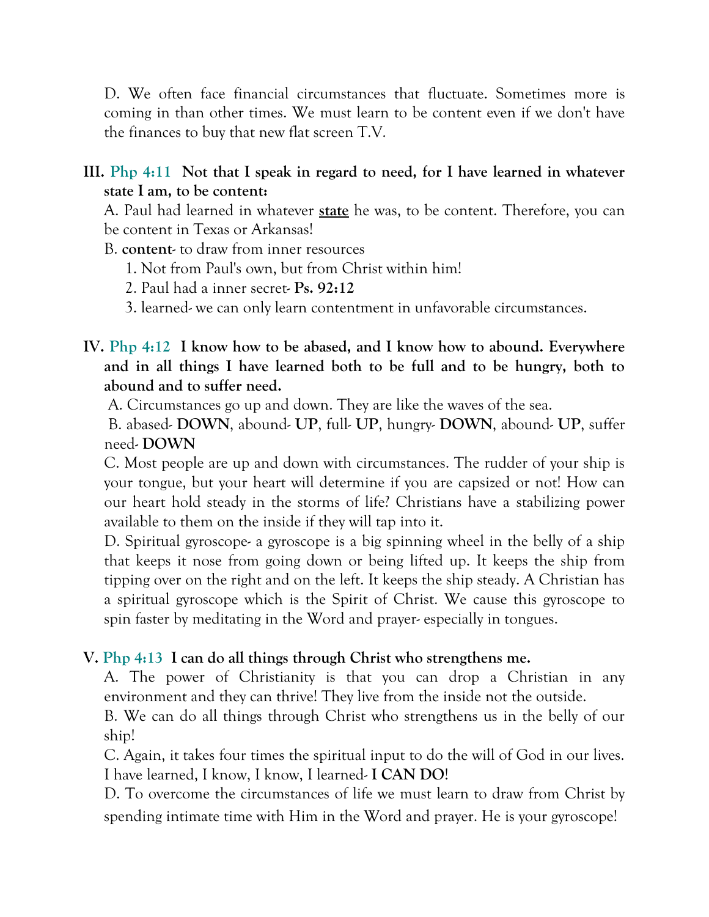D. We often face financial circumstances that fluctuate. Sometimes more is coming in than other times. We must learn to be content even if we don't have the finances to buy that new flat screen T.V.

**III. Php 4:11 Not that I speak in regard to need, for I have learned in whatever state I am, to be content:**

A. Paul had learned in whatever **state** he was, to be content. Therefore, you can be content in Texas or Arkansas!

B. **content**- to draw from inner resources

1. Not from Paul's own, but from Christ within him!
2. Paul had a inner secret- **Ps. 92:12**
3. learned- we can only learn contentment in unfavorable circumstances.

**IV. Php 4:12 I know how to be abased, and I know how to abound. Everywhere and in all things I have learned both to be full and to be hungry, both to abound and to suffer need.**

A. Circumstances go up and down. They are like the waves of the sea.

B. abased- **DOWN**, abound- **UP**, full- **UP**, hungry- **DOWN**, abound- **UP**, suffer need- **DOWN**

C. Most people are up and down with circumstances. The rudder of your ship is your tongue, but your heart will determine if you are capsized or not! How can our heart hold steady in the storms of life? Christians have a stabilizing power available to them on the inside if they will tap into it.

D. Spiritual gyroscope- a gyroscope is a big spinning wheel in the belly of a ship that keeps it nose from going down or being lifted up. It keeps the ship from tipping over on the right and on the left. It keeps the ship steady. A Christian has a spiritual gyroscope which is the Spirit of Christ. We cause this gyroscope to spin faster by meditating in the Word and prayer- especially in tongues.

**V. Php 4:13 I can do all things through Christ who strengthens me.**

A. The power of Christianity is that you can drop a Christian in any environment and they can thrive! They live from the inside not the outside.

B. We can do all things through Christ who strengthens us in the belly of our ship!

C. Again, it takes four times the spiritual input to do the will of God in our lives. I have learned, I know, I know, I learned- **I CAN DO**!

D. To overcome the circumstances of life we must learn to draw from Christ by spending intimate time with Him in the Word and prayer. He is your gyroscope!